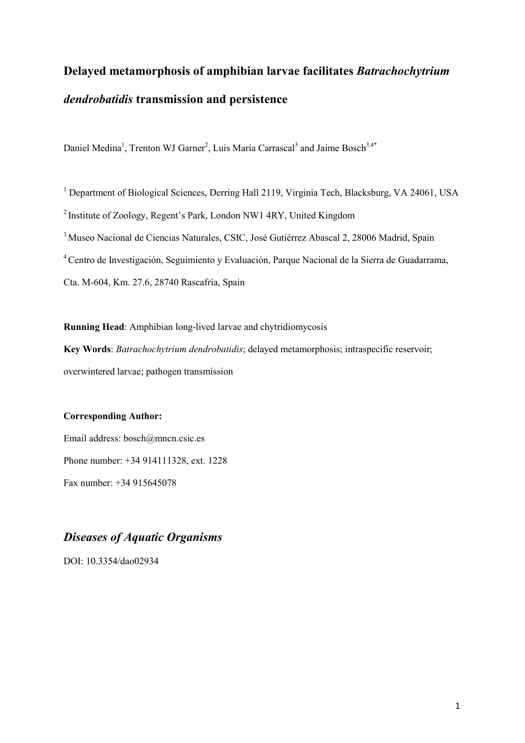# Delayed metamorphosis of amphibian larvae facilitates *Batrachochytrium dendrobatidis* transmission and persistence

Daniel Medina[1], Trenton WJ Garner[2], Luis María Carrascal[3] and Jaime Bosch[3,4*]

[1] Department of Biological Sciences, Derring Hall 2119, Virginia Tech, Blacksburg, VA 24061, USA

[2] Institute of Zoology, Regent's Park, London NW1 4RY, United Kingdom

[3] Museo Nacional de Ciencias Naturales, CSIC, José Gutiérrez Abascal 2, 28006 Madrid, Spain

[4] Centro de Investigación, Seguimiento y Evaluación, Parque Nacional de la Sierra de Guadarrama, Cta. M-604, Km. 27.6, 28740 Rascafría, Spain

**Running Head**: Amphibian long-lived larvae and chytridiomycosis

**Key Words**: *Batrachochytrium dendrobatidis*; delayed metamorphosis; intraspecific reservoir; overwintered larvae; pathogen transmission

**Corresponding Author:**

Email address: bosch@mncn.csic.es

Phone number: +34 914111328, ext. 1228

Fax number: +34 915645078

## *Diseases of Aquatic Organisms*

DOI: 10.3354/dao02934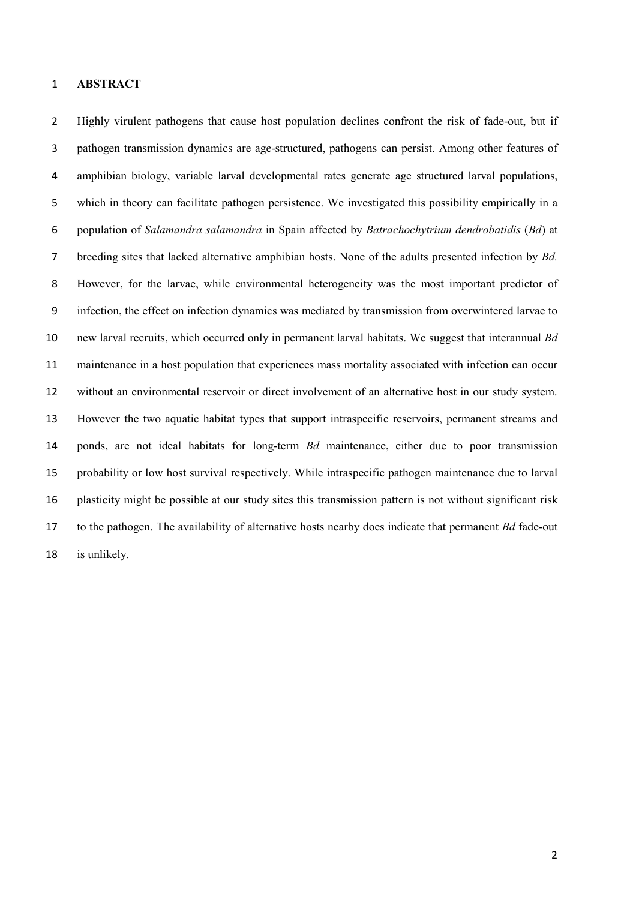**ABSTRACT**

Highly virulent pathogens that cause host population declines confront the risk of fade-out, but if pathogen transmission dynamics are age-structured, pathogens can persist. Among other features of amphibian biology, variable larval developmental rates generate age structured larval populations, which in theory can facilitate pathogen persistence. We investigated this possibility empirically in a population of *Salamandra salamandra* in Spain affected by *Batrachochytrium dendrobatidis* (*Bd*) at breeding sites that lacked alternative amphibian hosts. None of the adults presented infection by *Bd.* However, for the larvae, while environmental heterogeneity was the most important predictor of infection, the effect on infection dynamics was mediated by transmission from overwintered larvae to new larval recruits, which occurred only in permanent larval habitats. We suggest that interannual *Bd* maintenance in a host population that experiences mass mortality associated with infection can occur without an environmental reservoir or direct involvement of an alternative host in our study system. However the two aquatic habitat types that support intraspecific reservoirs, permanent streams and ponds, are not ideal habitats for long-term *Bd* maintenance, either due to poor transmission probability or low host survival respectively. While intraspecific pathogen maintenance due to larval plasticity might be possible at our study sites this transmission pattern is not without significant risk to the pathogen. The availability of alternative hosts nearby does indicate that permanent *Bd* fade-out is unlikely.